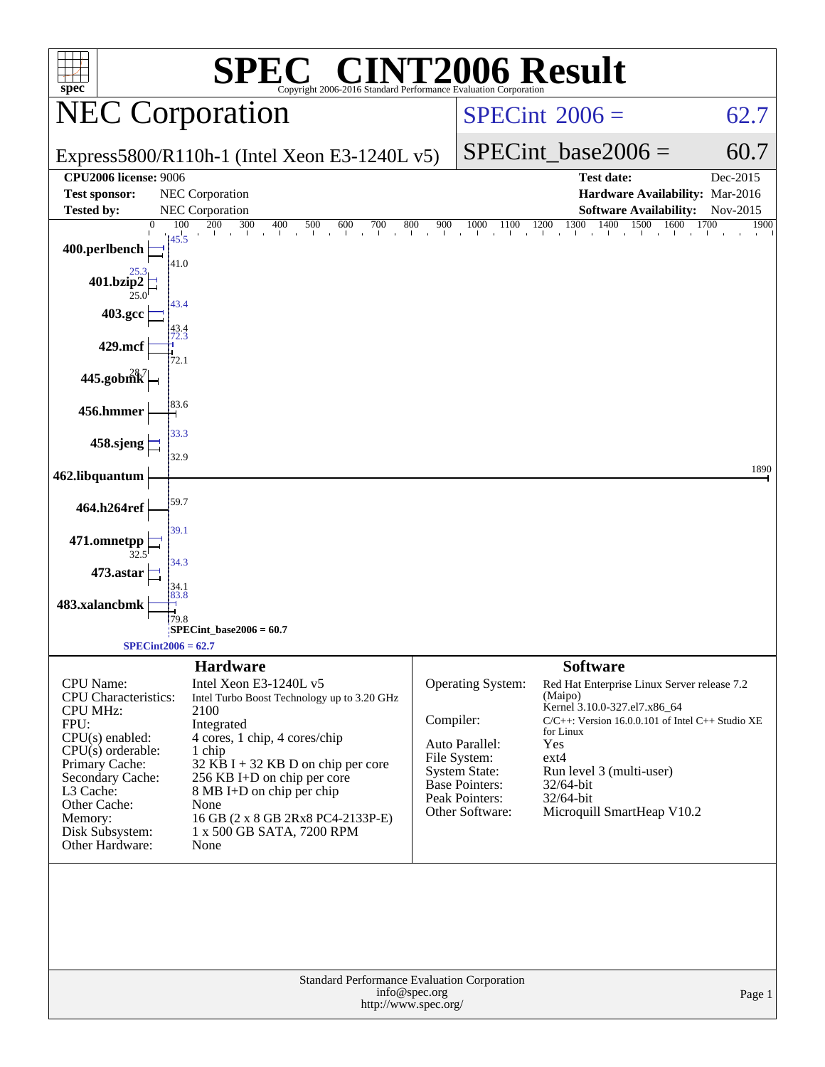# SPEC® CINT2006 Result

Copyright 2006-2016 Standard Performance Evaluation Corporation

## NEC Corporation

Express5800/R110h-1 (Intel Xeon E3-1240L v5)

SPECint 2006 = 62.7

SPECint_base2006 = 60.7

| | | | |
|---|---|---|---|
| **CPU2006 license:** 9006 | | **Test date:** | Dec-2015 |
| **Test sponsor:** | NEC Corporation | **Hardware Availability:** | Mar-2016 |
| **Tested by:** | NEC Corporation | **Software Availability:** | Nov-2015 |

| Benchmark | Peak | Base |
|---|---|---|
| 400.perlbench | 45.5 | 41.0 |
| 401.bzip2 | 25.3 | 25.0 |
| 403.gcc | 43.4 | 43.4 |
| 429.mcf | 72.3 | 72.1 |
| 445.gobmk | 28.7 | |
| 456.hmmer | | 83.6 |
| 458.sjeng | 33.3 | 32.9 |
| 462.libquantum | | 1890 |
| 464.h264ref | | 59.7 |
| 471.omnetpp | 39.1 | 32.5 |
| 473.astar | 34.3 | 34.1 |
| 483.xalancbmk | 83.8 | 79.8 |

SPECint_base2006 = 60.7

SPECint2006 = 62.7

## Hardware

| | |
|---|---|
| CPU Name: | Intel Xeon E3-1240L v5 |
| CPU Characteristics: | Intel Turbo Boost Technology up to 3.20 GHz |
| CPU MHz: | 2100 |
| FPU: | Integrated |
| CPU(s) enabled: | 4 cores, 1 chip, 4 cores/chip |
| CPU(s) orderable: | 1 chip |
| Primary Cache: | 32 KB I + 32 KB D on chip per core |
| Secondary Cache: | 256 KB I+D on chip per core |
| L3 Cache: | 8 MB I+D on chip per chip |
| Other Cache: | None |
| Memory: | 16 GB (2 x 8 GB 2Rx8 PC4-2133P-E) |
| Disk Subsystem: | 1 x 500 GB SATA, 7200 RPM |
| Other Hardware: | None |

## Software

| | |
|---|---|
| Operating System: | Red Hat Enterprise Linux Server release 7.2 (Maipo) Kernel 3.10.0-327.el7.x86_64 |
| Compiler: | C/C++: Version 16.0.0.101 of Intel C++ Studio XE for Linux |
| Auto Parallel: | Yes |
| File System: | ext4 |
| System State: | Run level 3 (multi-user) |
| Base Pointers: | 32/64-bit |
| Peak Pointers: | 32/64-bit |
| Other Software: | Microquill SmartHeap V10.2 |

Standard Performance Evaluation Corporation
info@spec.org
http://www.spec.org/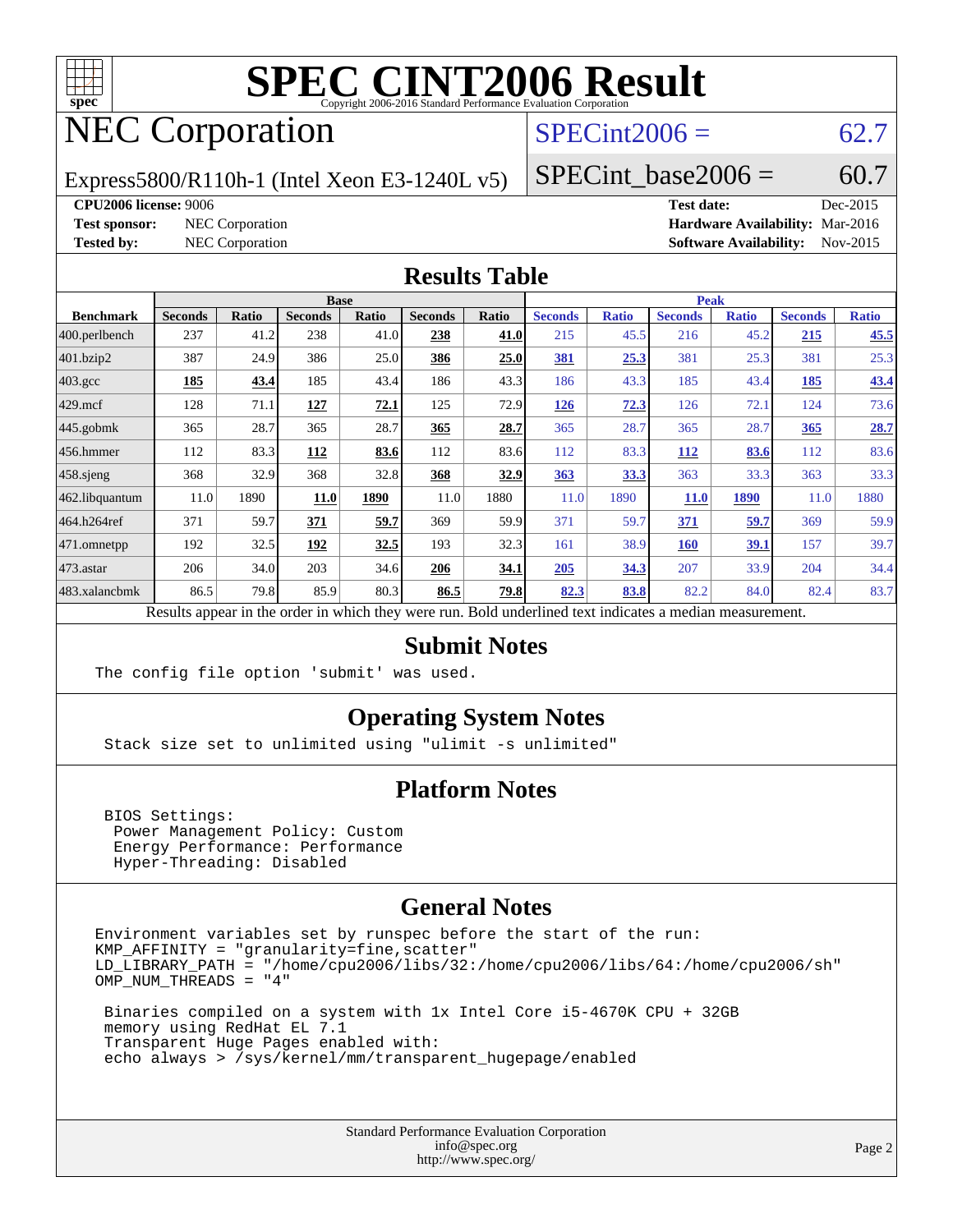# SPEC CINT2006 Result

Copyright 2006-2016 Standard Performance Evaluation Corporation

## NEC Corporation

Express5800/R110h-1 (Intel Xeon E3-1240L v5)

SPECint2006 = 62.7

SPECint_base2006 = 60.7

**CPU2006 license:** 9006 **Test date:** Dec-2015

**Test sponsor:** NEC Corporation **Hardware Availability:** Mar-2016

**Tested by:** NEC Corporation **Software Availability:** Nov-2015

## Results Table

| Benchmark | Base | | | | | | Peak | | | | | |
|---|---|---|---|---|---|---|---|---|---|---|---|---|
| | Seconds | Ratio | Seconds | Ratio | Seconds | Ratio | Seconds | Ratio | Seconds | Ratio | Seconds | Ratio |
| 400.perlbench | 237 | 41.2 | 238 | 41.0 | **238** | **41.0** | 215 | 45.5 | 216 | 45.2 | **215** | **45.5** |
| 401.bzip2 | 387 | 24.9 | 386 | 25.0 | **386** | **25.0** | **381** | **25.3** | 381 | 25.3 | 381 | 25.3 |
| 403.gcc | **185** | **43.4** | 185 | 43.4 | 186 | 43.3 | 186 | 43.3 | 185 | 43.4 | **185** | **43.4** |
| 429.mcf | 128 | 71.1 | **127** | **72.1** | 125 | 72.9 | **126** | **72.3** | 126 | 72.1 | 124 | 73.6 |
| 445.gobmk | 365 | 28.7 | 365 | 28.7 | **365** | **28.7** | 365 | 28.7 | 365 | 28.7 | **365** | **28.7** |
| 456.hmmer | 112 | 83.3 | **112** | **83.6** | 112 | 83.6 | 112 | 83.3 | **112** | **83.6** | 112 | 83.6 |
| 458.sjeng | 368 | 32.9 | 368 | 32.8 | **368** | **32.9** | **363** | **33.3** | 363 | 33.3 | 363 | 33.3 |
| 462.libquantum | 11.0 | 1890 | **11.0** | **1890** | 11.0 | 1880 | 11.0 | 1890 | **11.0** | **1890** | 11.0 | 1880 |
| 464.h264ref | 371 | 59.7 | **371** | **59.7** | 369 | 59.9 | 371 | 59.7 | **371** | **59.7** | 369 | 59.9 |
| 471.omnetpp | 192 | 32.5 | **192** | **32.5** | 193 | 32.3 | 161 | 38.9 | **160** | **39.1** | 157 | 39.7 |
| 473.astar | 206 | 34.0 | 203 | 34.6 | **206** | **34.1** | **205** | **34.3** | 207 | 33.9 | 204 | 34.4 |
| 483.xalancbmk | 86.5 | 79.8 | 85.9 | 80.3 | **86.5** | **79.8** | **82.3** | **83.8** | 82.2 | 84.0 | 82.4 | 83.7 |

Results appear in the order in which they were run. Bold underlined text indicates a median measurement.

## Submit Notes

```
The config file option 'submit' was used.
```

## Operating System Notes

```
Stack size set to unlimited using "ulimit -s unlimited"
```

## Platform Notes

```
BIOS Settings:
 Power Management Policy: Custom
 Energy Performance: Performance
 Hyper-Threading: Disabled
```

## General Notes

```
Environment variables set by runspec before the start of the run:
KMP_AFFINITY = "granularity=fine,scatter"
LD_LIBRARY_PATH = "/home/cpu2006/libs/32:/home/cpu2006/libs/64:/home/cpu2006/sh"
OMP_NUM_THREADS = "4"

 Binaries compiled on a system with 1x Intel Core i5-4670K CPU + 32GB
 memory using RedHat EL 7.1
 Transparent Huge Pages enabled with:
 echo always > /sys/kernel/mm/transparent_hugepage/enabled
```

Standard Performance Evaluation Corporation
info@spec.org
http://www.spec.org/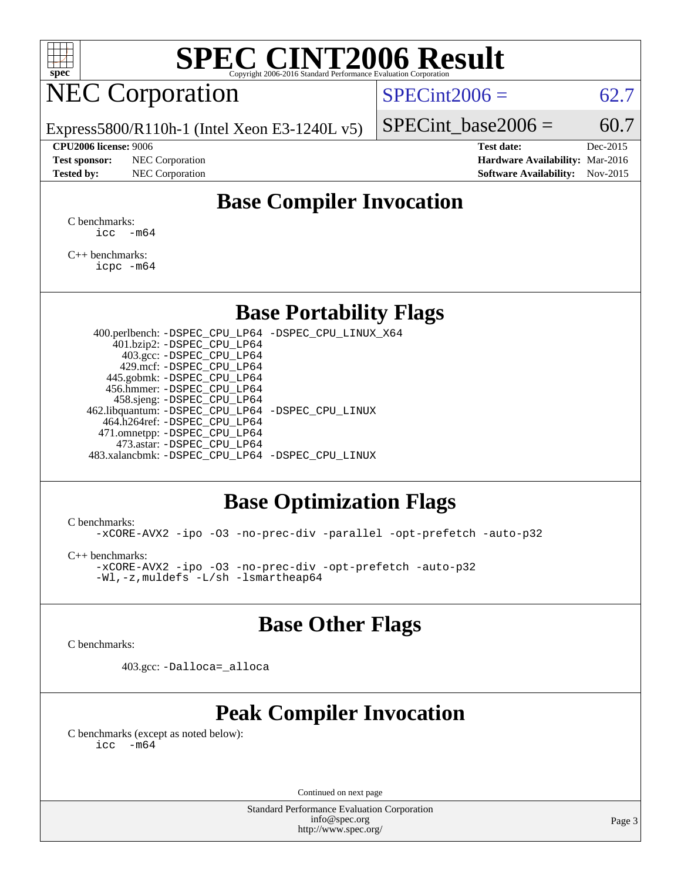# SPEC CINT2006 Result

Copyright 2006-2016 Standard Performance Evaluation Corporation

## NEC Corporation

Express5800/R110h-1 (Intel Xeon E3-1240L v5)

SPECint2006 = 62.7

SPECint_base2006 = 60.7

| | | | |
|---|---|---|---|
| **CPU2006 license:** 9006 | | **Test date:** | Dec-2015 |
| **Test sponsor:** | NEC Corporation | **Hardware Availability:** | Mar-2016 |
| **Tested by:** | NEC Corporation | **Software Availability:** | Nov-2015 |

## Base Compiler Invocation

C benchmarks:
```
icc -m64
```

C++ benchmarks:
```
icpc -m64
```

## Base Portability Flags

| | |
|---|---|
| 400.perlbench: | -DSPEC_CPU_LP64 -DSPEC_CPU_LINUX_X64 |
| 401.bzip2: | -DSPEC_CPU_LP64 |
| 403.gcc: | -DSPEC_CPU_LP64 |
| 429.mcf: | -DSPEC_CPU_LP64 |
| 445.gobmk: | -DSPEC_CPU_LP64 |
| 456.hmmer: | -DSPEC_CPU_LP64 |
| 458.sjeng: | -DSPEC_CPU_LP64 |
| 462.libquantum: | -DSPEC_CPU_LP64 -DSPEC_CPU_LINUX |
| 464.h264ref: | -DSPEC_CPU_LP64 |
| 471.omnetpp: | -DSPEC_CPU_LP64 |
| 473.astar: | -DSPEC_CPU_LP64 |
| 483.xalancbmk: | -DSPEC_CPU_LP64 -DSPEC_CPU_LINUX |

## Base Optimization Flags

C benchmarks:
```
-xCORE-AVX2 -ipo -O3 -no-prec-div -parallel -opt-prefetch -auto-p32
```

C++ benchmarks:
```
-xCORE-AVX2 -ipo -O3 -no-prec-div -opt-prefetch -auto-p32
-Wl,-z,muldefs -L/sh -lsmartheap64
```

## Base Other Flags

C benchmarks:

403.gcc: `-Dalloca=_alloca`

## Peak Compiler Invocation

C benchmarks (except as noted below):
```
icc -m64
```

Continued on next page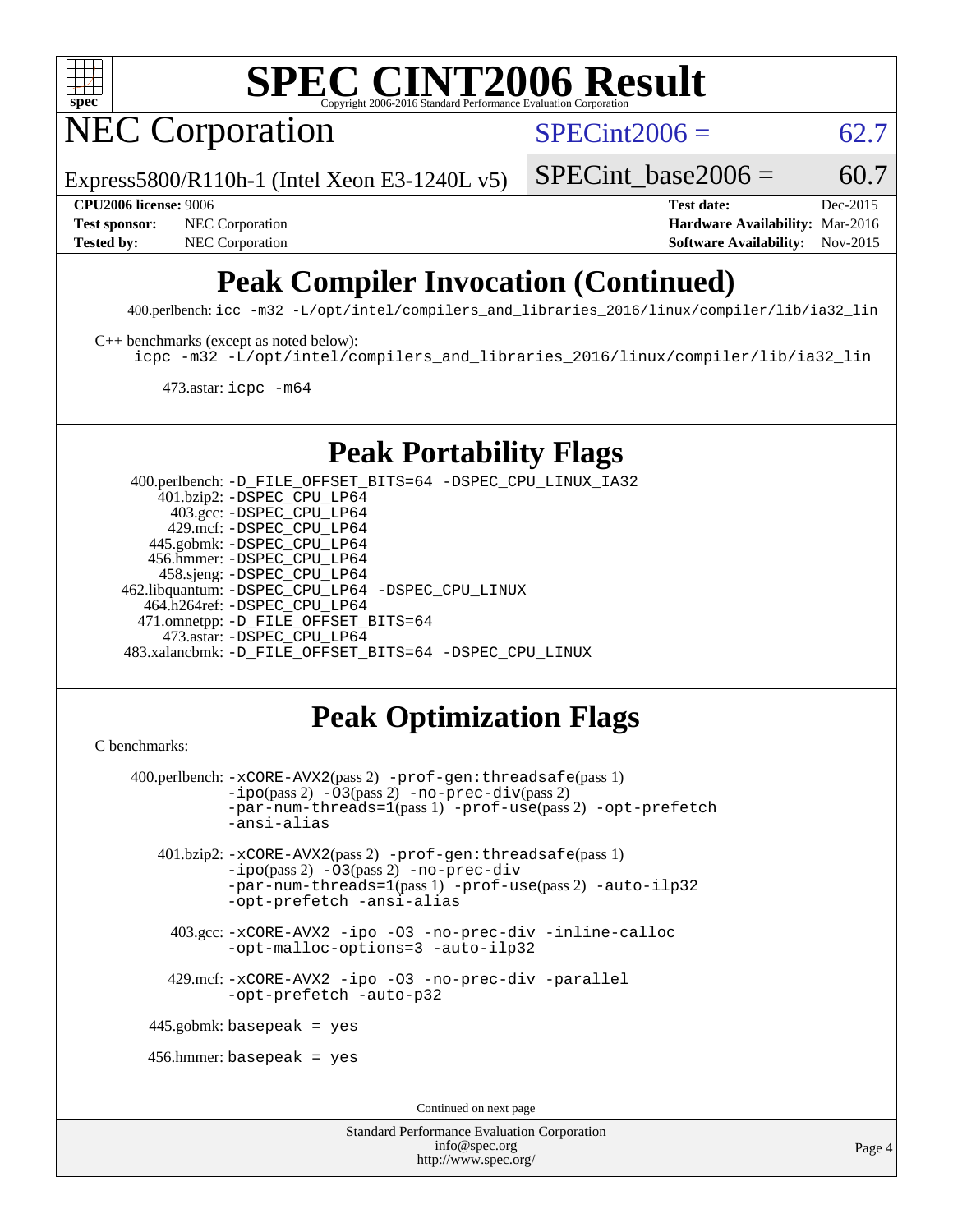# SPEC CINT2006 Result

Copyright 2006-2016 Standard Performance Evaluation Corporation

## NEC Corporation

Express5800/R110h-1 (Intel Xeon E3-1240L v5)

SPECint2006 = 62.7

SPECint_base2006 = 60.7

**CPU2006 license:** 9006
**Test sponsor:** NEC Corporation
**Tested by:** NEC Corporation

**Test date:** Dec-2015
**Hardware Availability:** Mar-2016
**Software Availability:** Nov-2015

## Peak Compiler Invocation (Continued)

400.perlbench: `icc -m32 -L/opt/intel/compilers_and_libraries_2016/linux/compiler/lib/ia32_lin`

C++ benchmarks (except as noted below):
`icpc -m32 -L/opt/intel/compilers_and_libraries_2016/linux/compiler/lib/ia32_lin`

473.astar: `icpc -m64`

## Peak Portability Flags

400.perlbench: `-D_FILE_OFFSET_BITS=64 -DSPEC_CPU_LINUX_IA32`
401.bzip2: `-DSPEC_CPU_LP64`
403.gcc: `-DSPEC_CPU_LP64`
429.mcf: `-DSPEC_CPU_LP64`
445.gobmk: `-DSPEC_CPU_LP64`
456.hmmer: `-DSPEC_CPU_LP64`
458.sjeng: `-DSPEC_CPU_LP64`
462.libquantum: `-DSPEC_CPU_LP64 -DSPEC_CPU_LINUX`
464.h264ref: `-DSPEC_CPU_LP64`
471.omnetpp: `-D_FILE_OFFSET_BITS=64`
473.astar: `-DSPEC_CPU_LP64`
483.xalancbmk: `-D_FILE_OFFSET_BITS=64 -DSPEC_CPU_LINUX`

## Peak Optimization Flags

C benchmarks:

400.perlbench: `-xCORE-AVX2`(pass 2) `-prof-gen:threadsafe`(pass 1) `-ipo`(pass 2) `-O3`(pass 2) `-no-prec-div`(pass 2) `-par-num-threads=1`(pass 1) `-prof-use`(pass 2) `-opt-prefetch` `-ansi-alias`

401.bzip2: `-xCORE-AVX2`(pass 2) `-prof-gen:threadsafe`(pass 1) `-ipo`(pass 2) `-O3`(pass 2) `-no-prec-div` `-par-num-threads=1`(pass 1) `-prof-use`(pass 2) `-auto-ilp32` `-opt-prefetch` `-ansi-alias`

403.gcc: `-xCORE-AVX2 -ipo -O3 -no-prec-div -inline-calloc -opt-malloc-options=3 -auto-ilp32`

429.mcf: `-xCORE-AVX2 -ipo -O3 -no-prec-div -parallel -opt-prefetch -auto-p32`

445.gobmk: `basepeak = yes`

456.hmmer: `basepeak = yes`

Continued on next page

Standard Performance Evaluation Corporation
info@spec.org
http://www.spec.org/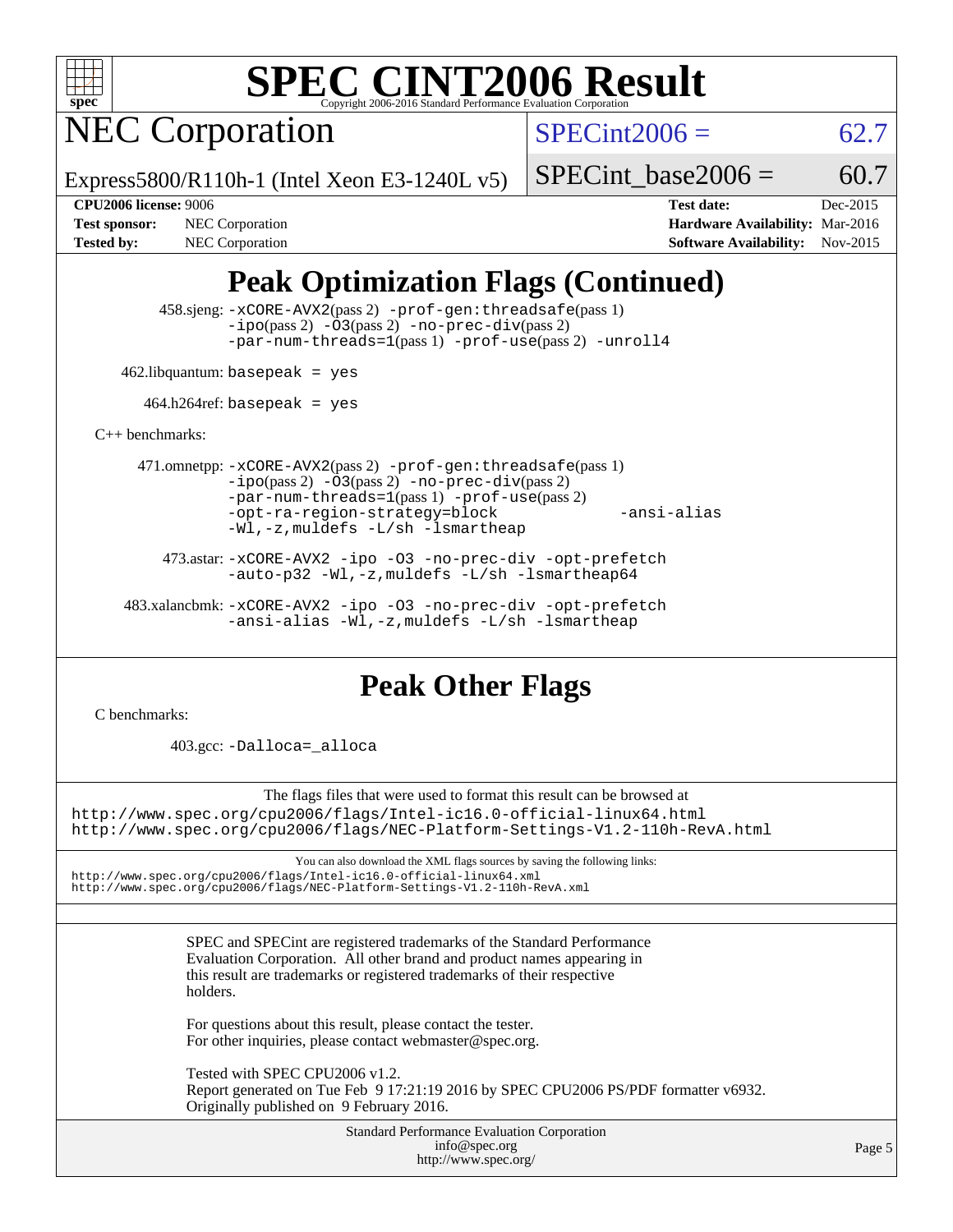# SPEC CINT2006 Result

Copyright 2006-2016 Standard Performance Evaluation Corporation

## NEC Corporation

Express5800/R110h-1 (Intel Xeon E3-1240L v5)

SPECint2006 = 62.7

SPECint_base2006 = 60.7

**CPU2006 license:** 9006
**Test sponsor:** NEC Corporation
**Tested by:** NEC Corporation

**Test date:** Dec-2015
**Hardware Availability:** Mar-2016
**Software Availability:** Nov-2015

## Peak Optimization Flags (Continued)

458.sjeng: -xCORE-AVX2(pass 2) -prof-gen:threadsafe(pass 1) -ipo(pass 2) -O3(pass 2) -no-prec-div(pass 2) -par-num-threads=1(pass 1) -prof-use(pass 2) -unroll4

462.libquantum: basepeak = yes

464.h264ref: basepeak = yes

C++ benchmarks:

471.omnetpp: -xCORE-AVX2(pass 2) -prof-gen:threadsafe(pass 1) -ipo(pass 2) -O3(pass 2) -no-prec-div(pass 2) -par-num-threads=1(pass 1) -prof-use(pass 2) -opt-ra-region-strategy=block -ansi-alias -Wl,-z,muldefs -L/sh -lsmartheap

473.astar: -xCORE-AVX2 -ipo -O3 -no-prec-div -opt-prefetch -auto-p32 -Wl,-z,muldefs -L/sh -lsmartheap64

483.xalancbmk: -xCORE-AVX2 -ipo -O3 -no-prec-div -opt-prefetch -ansi-alias -Wl,-z,muldefs -L/sh -lsmartheap

## Peak Other Flags

C benchmarks:

403.gcc: -Dalloca=_alloca

The flags files that were used to format this result can be browsed at
http://www.spec.org/cpu2006/flags/Intel-ic16.0-official-linux64.html
http://www.spec.org/cpu2006/flags/NEC-Platform-Settings-V1.2-110h-RevA.html

You can also download the XML flags sources by saving the following links:
http://www.spec.org/cpu2006/flags/Intel-ic16.0-official-linux64.xml
http://www.spec.org/cpu2006/flags/NEC-Platform-Settings-V1.2-110h-RevA.xml

SPEC and SPECint are registered trademarks of the Standard Performance Evaluation Corporation. All other brand and product names appearing in this result are trademarks or registered trademarks of their respective holders.

For questions about this result, please contact the tester.
For other inquiries, please contact webmaster@spec.org.

Tested with SPEC CPU2006 v1.2.
Report generated on Tue Feb 9 17:21:19 2016 by SPEC CPU2006 PS/PDF formatter v6932.
Originally published on 9 February 2016.

Standard Performance Evaluation Corporation
info@spec.org
http://www.spec.org/